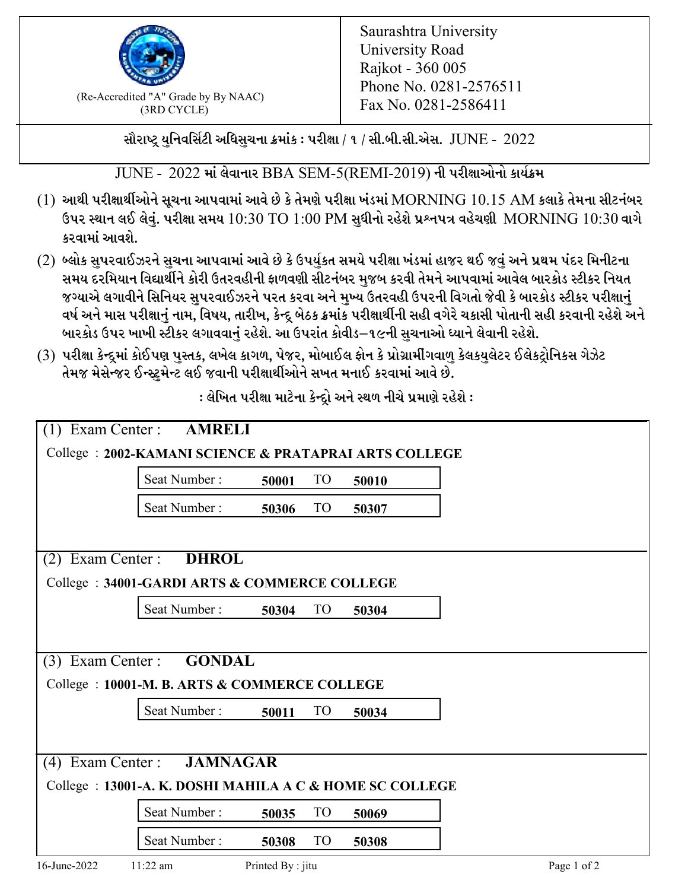(Re-Accredited "A" Grade by By NAAC)
(3RD CYCLE)

Saurashtra University
University Road
Rajkot - 360 005
Phone No. 0281-2576511
Fax No. 0281-2586411

**સૌરાષ્ટ્ર યુનિવર્સિટી અધિસુચના ક્રમાંક : પરીક્ષા / ૧ / સી.બી.સી.એસ. JUNE - 2022**

JUNE - 2022 માં લેવાનાર BBA SEM-5(REMI-2019) ની પરીક્ષાઓનો કાર્યક્રમ

(1) આથી પરીક્ષાર્થીઓને સૂચના આપવામાં આવે છે કે તેમણે પરીક્ષા ખંડમાં MORNING 10.15 AM કલાકે તેમના સીટનંબર ઉપર સ્થાન લઈ લેવું. પરીક્ષા સમય 10:30 TO 1:00 PM સુધીનો રહેશે પ્રશ્નપત્ર વહેચણી MORNING 10:30 વાગે કરવામાં આવશે.

(2) બ્લોક સુપરવાઈઝરને સુચના આપવામાં આવે છે કે ઉપર્યુકત સમયે પરીક્ષા ખંડમાં હાજર થઈ જવું અને પ્રથમ પંદર મિનીટના સમય દરમિયાન વિદ્યાર્થીને કોરી ઉતરવહીની ફાળવણી સીટનંબર મુજબ કરવી તેમને આપવામાં આવેલ બારકોડ સ્ટીકર નિયત જગ્યાએ લગાવીને સિનિયર સુપરવાઈઝરને પરત કરવા અને મુખ્ય ઉતરવહી ઉપરની વિગતો જેવી કે બારકોડ સ્ટીકર પરીક્ષાનું વર્ષ અને માસ પરીક્ષાનું નામ, વિષય, તારીખ, કેન્દ્ર બેઠક ક્રમાંક પરીક્ષાર્થીની સહી વગેરે ચકાસી પોતાની સહી કરવાની રહેશે અને બારકોડ ઉપર ખાખી સ્ટીકર લગાવવાનું રહેશે. આ ઉપરાંત કોવીડ–૧૯ની સુચનાઓ ધ્યાને લેવાની રહેશે.

(3) પરીક્ષા કેન્દ્રમાં કોઈપણ પુસ્તક, લખેલ કાગળ, પેજર, મોબાઈલ ફોન કે પ્રોગ્રામીંગવાળુ કેલકયુલેટર ઈલેકટ્રોનિકસ ગેઝેટ તેમજ મેસેન્જર ઈન્સ્ટ્રુમેન્ટ લઈ જવાની પરીક્ષાર્થીઓને સખત મનાઈ કરવામાં આવે છે.

**: લેખિત પરીક્ષા માટેના કેન્દ્રો અને સ્થળ નીચે પ્રમાણે રહેશે :**

(1) Exam Center : **AMRELI**

College : **2002-KAMANI SCIENCE & PRATAPRAI ARTS COLLEGE**

| Seat Number : | From | TO | To |
|---|---|---|---|
| Seat Number : | **50001** | TO | **50010** |
| Seat Number : | **50306** | TO | **50307** |

(2) Exam Center : **DHROL**

College : **34001-GARDI ARTS & COMMERCE COLLEGE**

| Seat Number : | From | TO | To |
|---|---|---|---|
| Seat Number : | **50304** | TO | **50304** |

(3) Exam Center : **GONDAL**

College : **10001-M. B. ARTS & COMMERCE COLLEGE**

| Seat Number : | From | TO | To |
|---|---|---|---|
| Seat Number : | **50011** | TO | **50034** |

(4) Exam Center : **JAMNAGAR**

College : **13001-A. K. DOSHI MAHILA A C & HOME SC COLLEGE**

| Seat Number : | From | TO | To |
|---|---|---|---|
| Seat Number : | **50035** | TO | **50069** |
| Seat Number : | **50308** | TO | **50308** |

16-June-2022 11:22 am Printed By : jitu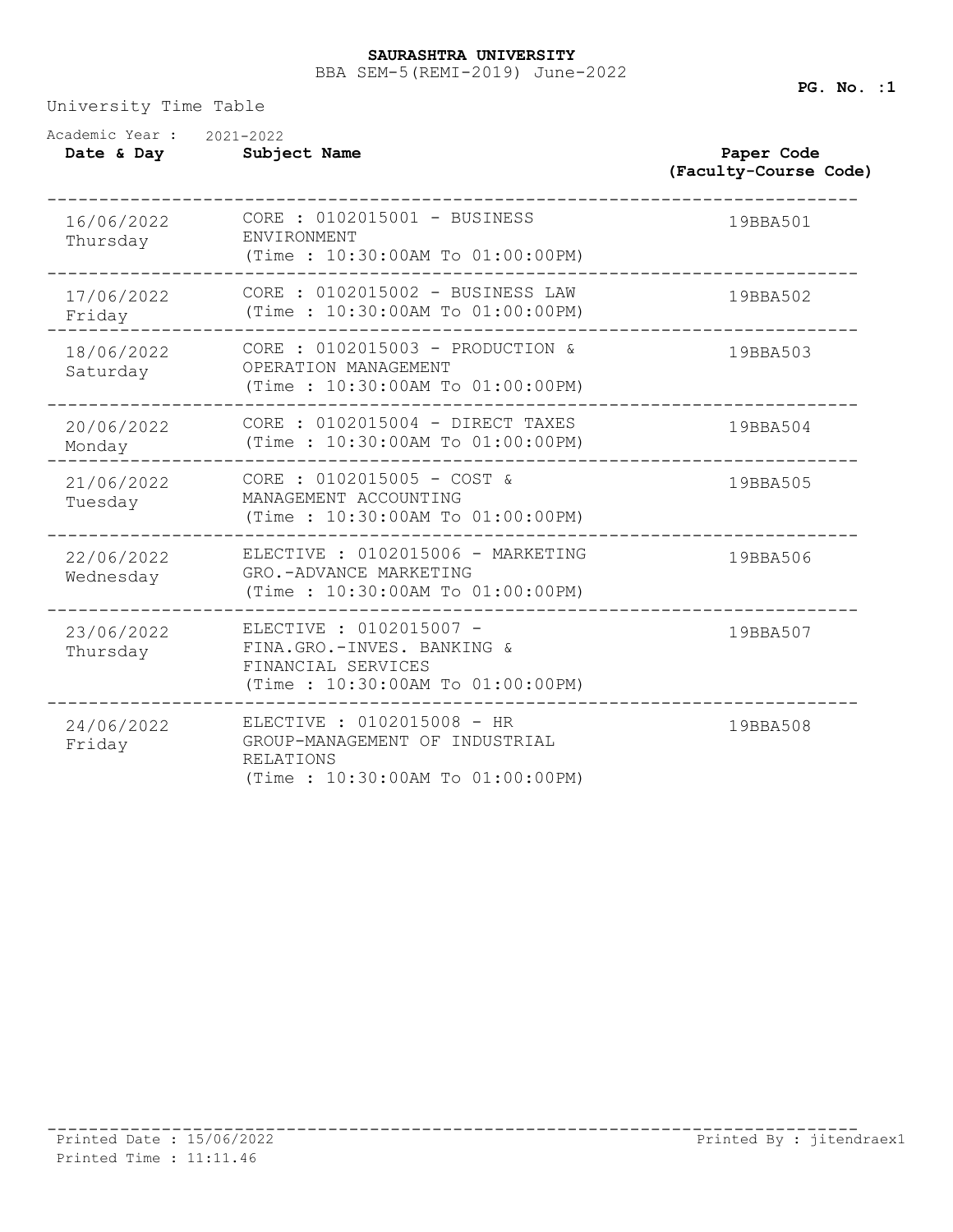**SAURASHTRA UNIVERSITY**

BBA SEM-5(REMI-2019) June-2022

University Time Table

Academic Year : 2021-2022

| Date & Day | Subject Name | Paper Code (Faculty-Course Code) |
|---|---|---|
| 16/06/2022 Thursday | CORE : 0102015001 - BUSINESS ENVIRONMENT (Time : 10:30:00AM To 01:00:00PM) | 19BBA501 |
| 17/06/2022 Friday | CORE : 0102015002 - BUSINESS LAW (Time : 10:30:00AM To 01:00:00PM) | 19BBA502 |
| 18/06/2022 Saturday | CORE : 0102015003 - PRODUCTION & OPERATION MANAGEMENT (Time : 10:30:00AM To 01:00:00PM) | 19BBA503 |
| 20/06/2022 Monday | CORE : 0102015004 - DIRECT TAXES (Time : 10:30:00AM To 01:00:00PM) | 19BBA504 |
| 21/06/2022 Tuesday | CORE : 0102015005 - COST & MANAGEMENT ACCOUNTING (Time : 10:30:00AM To 01:00:00PM) | 19BBA505 |
| 22/06/2022 Wednesday | ELECTIVE : 0102015006 - MARKETING GRO.-ADVANCE MARKETING (Time : 10:30:00AM To 01:00:00PM) | 19BBA506 |
| 23/06/2022 Thursday | ELECTIVE : 0102015007 - FINA.GRO.-INVES. BANKING & FINANCIAL SERVICES (Time : 10:30:00AM To 01:00:00PM) | 19BBA507 |
| 24/06/2022 Friday | ELECTIVE : 0102015008 - HR GROUP-MANAGEMENT OF INDUSTRIAL RELATIONS (Time : 10:30:00AM To 01:00:00PM) | 19BBA508 |

Printed Date : 15/06/2022

Printed Time : 11:11.46

Printed By : jitendraex1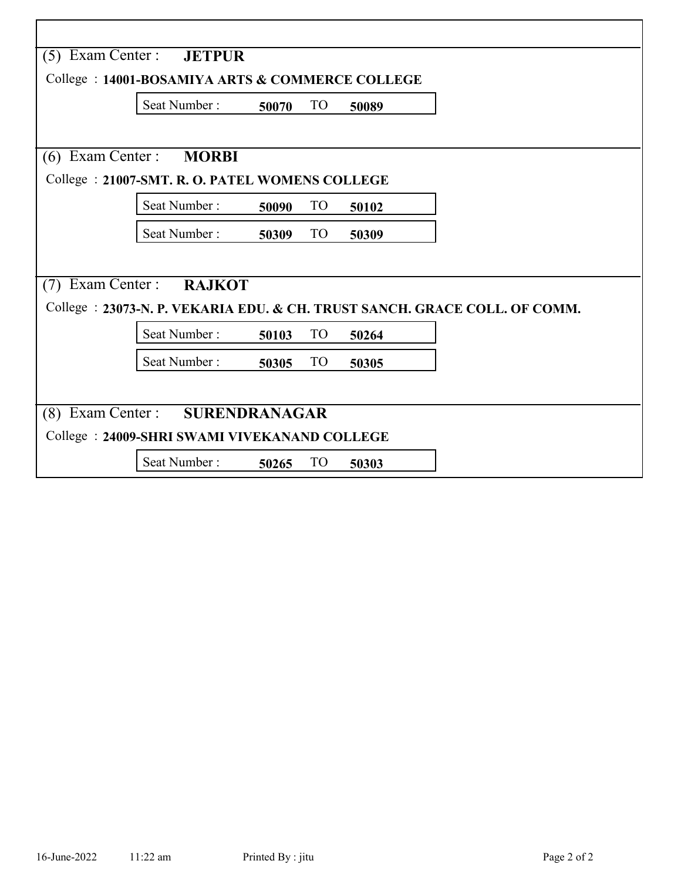(5) Exam Center : **JETPUR**

College : **14001-BOSAMIYA ARTS & COMMERCE COLLEGE**

Seat Number : **50070** TO **50089**

(6) Exam Center : **MORBI**

College : **21007-SMT. R. O. PATEL WOMENS COLLEGE**

Seat Number : **50090** TO **50102**

Seat Number : **50309** TO **50309**

(7) Exam Center : **RAJKOT**

College : **23073-N. P. VEKARIA EDU. & CH. TRUST SANCH. GRACE COLL. OF COMM.**

Seat Number : **50103** TO **50264**

Seat Number : **50305** TO **50305**

(8) Exam Center : **SURENDRANAGAR**

College : **24009-SHRI SWAMI VIVEKANAND COLLEGE**

Seat Number : **50265** TO **50303**

16-June-2022 11:22 am Printed By : jitu